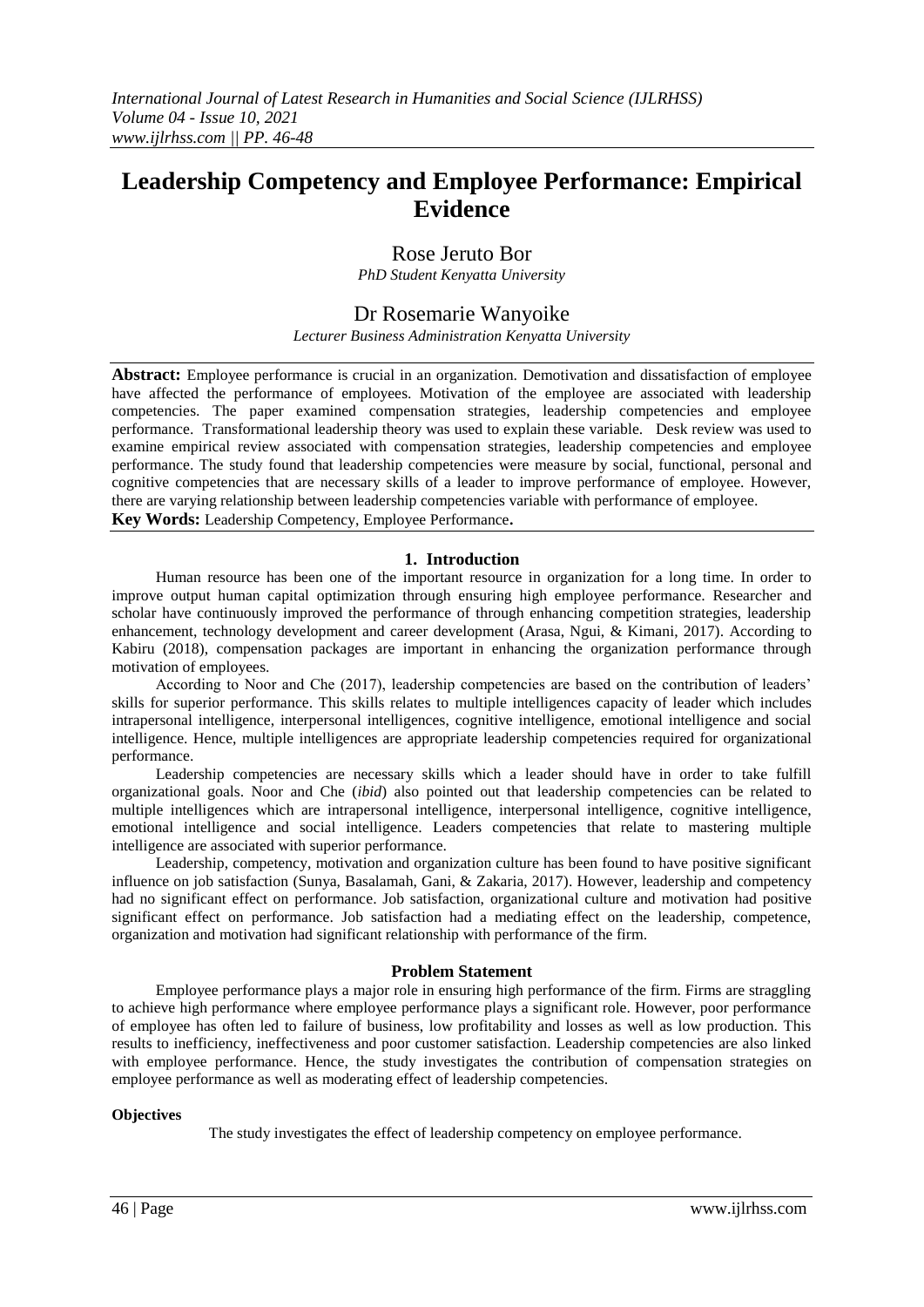# Leadership Competency and Employee Performance: Empirical Evidence

Rose Jeruto Bor

*PhD Student Kenyatta University*

Dr Rosemarie Wanyoike

*Lecturer Business Administration Kenyatta University*

**Abstract:** Employee performance is crucial in an organization. Demotivation and dissatisfaction of employee have affected the performance of employees. Motivation of the employee are associated with leadership competencies. The paper examined compensation strategies, leadership competencies and employee performance. Transformational leadership theory was used to explain these variable. Desk review was used to examine empirical review associated with compensation strategies, leadership competencies and employee performance. The study found that leadership competencies were measure by social, functional, personal and cognitive competencies that are necessary skills of a leader to improve performance of employee. However, there are varying relationship between leadership competencies variable with performance of employee.

**Key Words:** Leadership Competency, Employee Performance**.**

## 1. Introduction

Human resource has been one of the important resource in organization for a long time. In order to improve output human capital optimization through ensuring high employee performance. Researcher and scholar have continuously improved the performance of through enhancing competition strategies, leadership enhancement, technology development and career development (Arasa, Ngui, & Kimani, 2017). According to Kabiru (2018), compensation packages are important in enhancing the organization performance through motivation of employees.

According to Noor and Che (2017), leadership competencies are based on the contribution of leaders' skills for superior performance. This skills relates to multiple intelligences capacity of leader which includes intrapersonal intelligence, interpersonal intelligences, cognitive intelligence, emotional intelligence and social intelligence. Hence, multiple intelligences are appropriate leadership competencies required for organizational performance.

Leadership competencies are necessary skills which a leader should have in order to take fulfill organizational goals. Noor and Che (*ibid*) also pointed out that leadership competencies can be related to multiple intelligences which are intrapersonal intelligence, interpersonal intelligence, cognitive intelligence, emotional intelligence and social intelligence. Leaders competencies that relate to mastering multiple intelligence are associated with superior performance.

Leadership, competency, motivation and organization culture has been found to have positive significant influence on job satisfaction (Sunya, Basalamah, Gani, & Zakaria, 2017). However, leadership and competency had no significant effect on performance. Job satisfaction, organizational culture and motivation had positive significant effect on performance. Job satisfaction had a mediating effect on the leadership, competence, organization and motivation had significant relationship with performance of the firm.

## Problem Statement

Employee performance plays a major role in ensuring high performance of the firm. Firms are straggling to achieve high performance where employee performance plays a significant role. However, poor performance of employee has often led to failure of business, low profitability and losses as well as low production. This results to inefficiency, ineffectiveness and poor customer satisfaction. Leadership competencies are also linked with employee performance. Hence, the study investigates the contribution of compensation strategies on employee performance as well as moderating effect of leadership competencies.

### Objectives

The study investigates the effect of leadership competency on employee performance.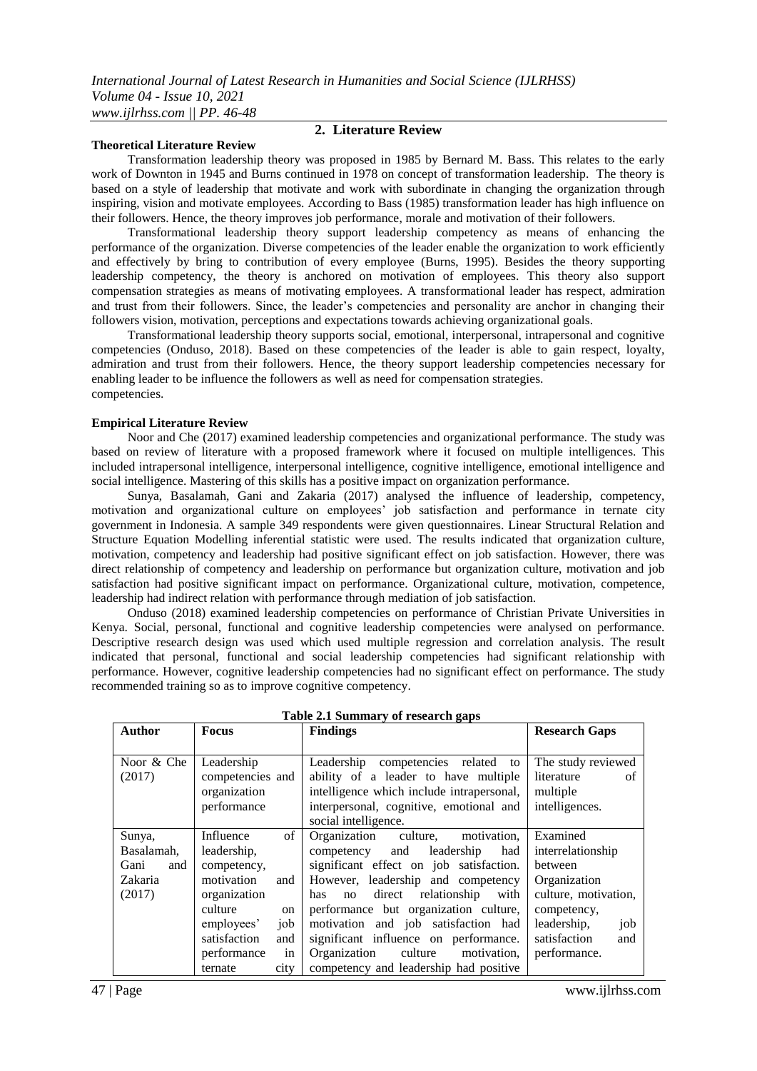## 2. Literature Review

**Theoretical Literature Review**

Transformation leadership theory was proposed in 1985 by Bernard M. Bass. This relates to the early work of Downton in 1945 and Burns continued in 1978 on concept of transformation leadership. The theory is based on a style of leadership that motivate and work with subordinate in changing the organization through inspiring, vision and motivate employees. According to Bass (1985) transformation leader has high influence on their followers. Hence, the theory improves job performance, morale and motivation of their followers.

Transformational leadership theory support leadership competency as means of enhancing the performance of the organization. Diverse competencies of the leader enable the organization to work efficiently and effectively by bring to contribution of every employee (Burns, 1995). Besides the theory supporting leadership competency, the theory is anchored on motivation of employees. This theory also support compensation strategies as means of motivating employees. A transformational leader has respect, admiration and trust from their followers. Since, the leader's competencies and personality are anchor in changing their followers vision, motivation, perceptions and expectations towards achieving organizational goals.

Transformational leadership theory supports social, emotional, interpersonal, intrapersonal and cognitive competencies (Onduso, 2018). Based on these competencies of the leader is able to gain respect, loyalty, admiration and trust from their followers. Hence, the theory support leadership competencies necessary for enabling leader to be influence the followers as well as need for compensation strategies.
competencies.

**Empirical Literature Review**

Noor and Che (2017) examined leadership competencies and organizational performance. The study was based on review of literature with a proposed framework where it focused on multiple intelligences. This included intrapersonal intelligence, interpersonal intelligence, cognitive intelligence, emotional intelligence and social intelligence. Mastering of this skills has a positive impact on organization performance.

Sunya, Basalamah, Gani and Zakaria (2017) analysed the influence of leadership, competency, motivation and organizational culture on employees' job satisfaction and performance in ternate city government in Indonesia. A sample 349 respondents were given questionnaires. Linear Structural Relation and Structure Equation Modelling inferential statistic were used. The results indicated that organization culture, motivation, competency and leadership had positive significant effect on job satisfaction. However, there was direct relationship of competency and leadership on performance but organization culture, motivation and job satisfaction had positive significant impact on performance. Organizational culture, motivation, competence, leadership had indirect relation with performance through mediation of job satisfaction.

Onduso (2018) examined leadership competencies on performance of Christian Private Universities in Kenya. Social, personal, functional and cognitive leadership competencies were analysed on performance. Descriptive research design was used which used multiple regression and correlation analysis. The result indicated that personal, functional and social leadership competencies had significant relationship with performance. However, cognitive leadership competencies had no significant effect on performance. The study recommended training so as to improve cognitive competency.

**Table 2.1 Summary of research gaps**

| Author | Focus | Findings | Research Gaps |
|---|---|---|---|
| Noor & Che (2017) | Leadership competencies and organization performance | Leadership competencies related to ability of a leader to have multiple intelligence which include intrapersonal, interpersonal, cognitive, emotional and social intelligence. | The study reviewed literature of multiple intelligences. |
| Sunya, Basalamah, Gani and Zakaria (2017) | Influence of leadership, competency, motivation and organization culture on employees' job satisfaction and performance in ternate city | Organization culture, motivation, competency and leadership had significant effect on job satisfaction. However, leadership and competency has no direct relationship with performance but organization culture, motivation and job satisfaction had significant influence on performance. Organization culture motivation, competency and leadership had positive | Examined interrelationship between Organization culture, motivation, competency, leadership, job satisfaction and performance. |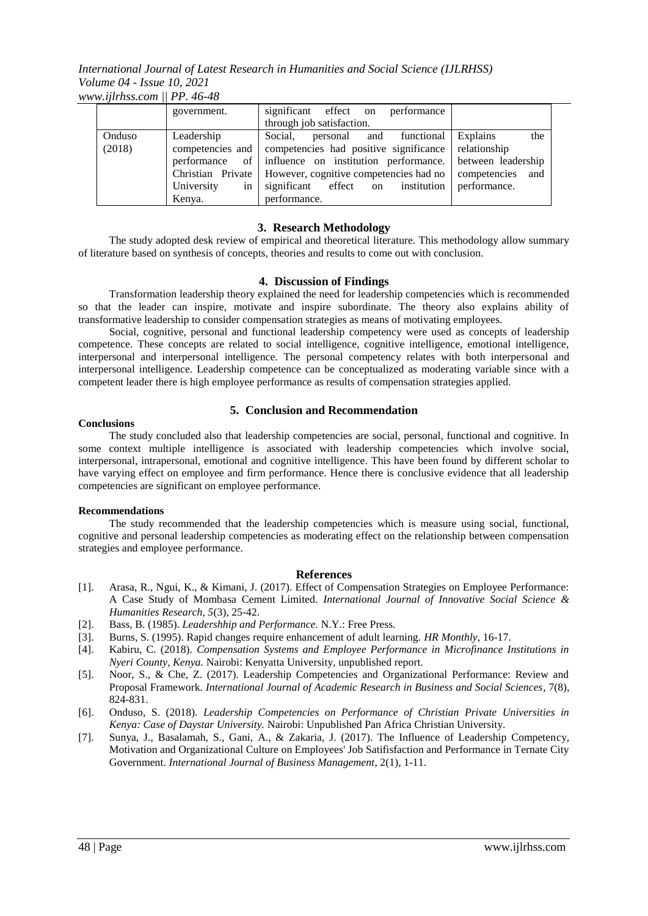| | | | |
|---|---|---|---|
| | government. | significant effect on performance through job satisfaction. | |
| Onduso (2018) | Leadership competencies and performance of Christian Private University in Kenya. | Social, personal and functional competencies had positive significance influence on institution performance. However, cognitive competencies had no significant effect on institution performance. | Explains the relationship between leadership competencies and performance. |

## 3. Research Methodology

The study adopted desk review of empirical and theoretical literature. This methodology allow summary of literature based on synthesis of concepts, theories and results to come out with conclusion.

## 4. Discussion of Findings

Transformation leadership theory explained the need for leadership competencies which is recommended so that the leader can inspire, motivate and inspire subordinate. The theory also explains ability of transformative leadership to consider compensation strategies as means of motivating employees.

Social, cognitive, personal and functional leadership competency were used as concepts of leadership competence. These concepts are related to social intelligence, cognitive intelligence, emotional intelligence, interpersonal and interpersonal intelligence. The personal competency relates with both interpersonal and interpersonal intelligence. Leadership competence can be conceptualized as moderating variable since with a competent leader there is high employee performance as results of compensation strategies applied.

## 5. Conclusion and Recommendation

**Conclusions**

The study concluded also that leadership competencies are social, personal, functional and cognitive. In some context multiple intelligence is associated with leadership competencies which involve social, interpersonal, intrapersonal, emotional and cognitive intelligence. This have been found by different scholar to have varying effect on employee and firm performance. Hence there is conclusive evidence that all leadership competencies are significant on employee performance.

**Recommendations**

The study recommended that the leadership competencies which is measure using social, functional, cognitive and personal leadership competencies as moderating effect on the relationship between compensation strategies and employee performance.

## References

[1]. Arasa, R., Ngui, K., & Kimani, J. (2017). Effect of Compensation Strategies on Employee Performance: A Case Study of Mombasa Cement Limited. *International Journal of Innovative Social Science & Humanities Research, 5*(3), 25-42.

[2]. Bass, B. (1985). *Leadershhip and Performance.* N.Y.: Free Press.

[3]. Burns, S. (1995). Rapid changes require enhancement of adult learning. *HR Monthly*, 16-17.

[4]. Kabiru, C. (2018). *Compensation Systems and Employee Performance in Microfinance Institutions in Nyeri County, Kenya.* Nairobi: Kenyatta University, unpublished report.

[5]. Noor, S., & Che, Z. (2017). Leadership Competencies and Organizational Performance: Review and Proposal Framework. *International Journal of Academic Research in Business and Social Sciences*, 7(8), 824-831.

[6]. Onduso, S. (2018). *Leadership Competencies on Performance of Christian Private Universities in Kenya: Case of Daystar University.* Nairobi: Unpublished Pan Africa Christian University.

[7]. Sunya, J., Basalamah, S., Gani, A., & Zakaria, J. (2017). The Influence of Leadership Competency, Motivation and Organizational Culture on Employees' Job Satififaction and Performance in Ternate City Government. *International Journal of Business Management*, 2(1), 1-11.